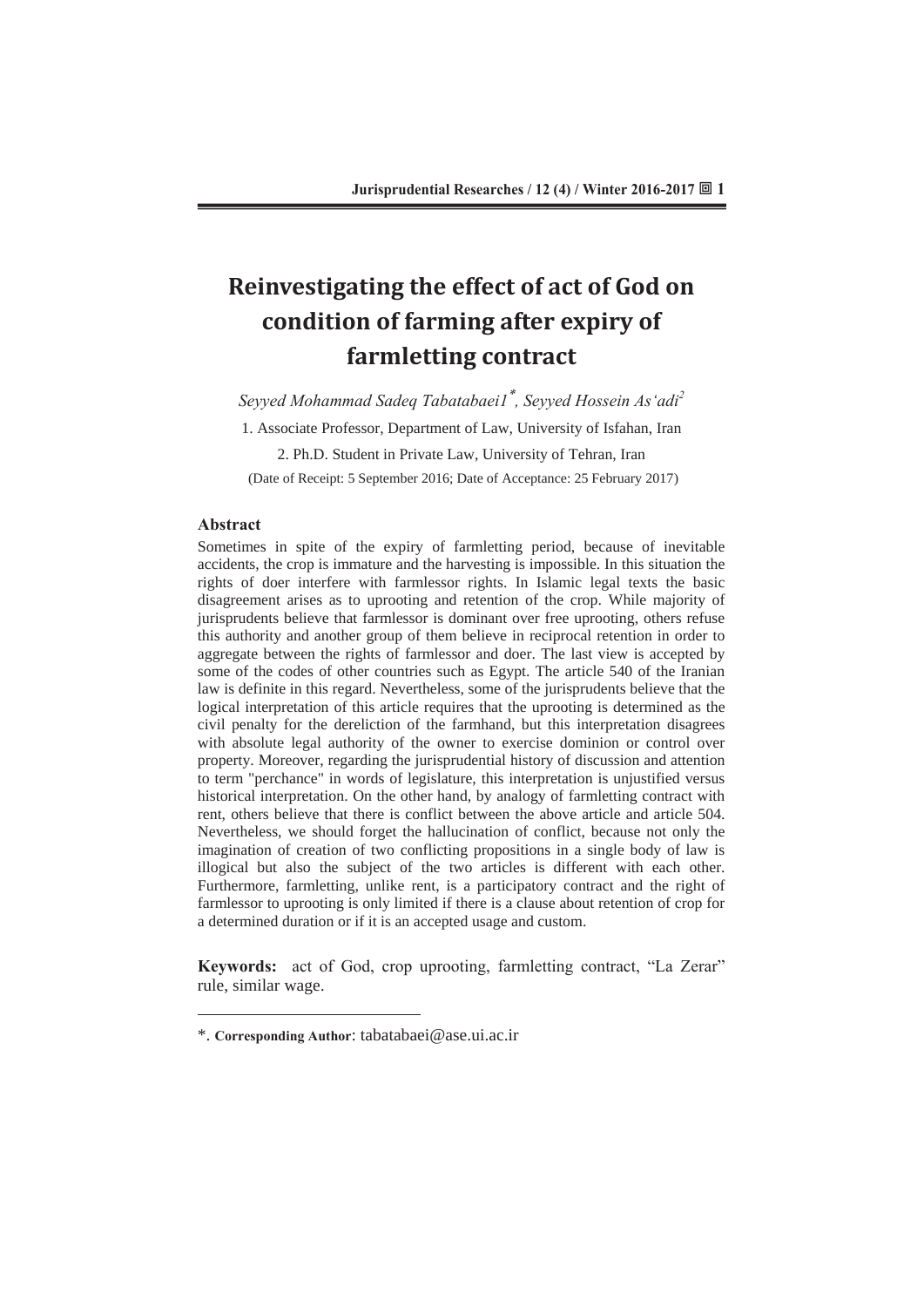# Reinvestigating the effect of act of God on condition of farming after expiry of farmletting contract

*Seyyed Mohammad Sadeq Tabatabaei1*[*]*, Seyyed Hossein As'adi*[2]

1. Associate Professor, Department of Law, University of Isfahan, Iran

2. Ph.D. Student in Private Law, University of Tehran, Iran

(Date of Receipt: 5 September 2016; Date of Acceptance: 25 February 2017)

### Abstract

Sometimes in spite of the expiry of farmletting period, because of inevitable accidents, the crop is immature and the harvesting is impossible. In this situation the rights of doer interfere with farmlessor rights. In Islamic legal texts the basic disagreement arises as to uprooting and retention of the crop. While majority of jurisprudents believe that farmlessor is dominant over free uprooting, others refuse this authority and another group of them believe in reciprocal retention in order to aggregate between the rights of farmlessor and doer. The last view is accepted by some of the codes of other countries such as Egypt. The article 540 of the Iranian law is definite in this regard. Nevertheless, some of the jurisprudents believe that the logical interpretation of this article requires that the uprooting is determined as the civil penalty for the dereliction of the farmhand, but this interpretation disagrees with absolute legal authority of the owner to exercise dominion or control over property. Moreover, regarding the jurisprudential history of discussion and attention to term "perchance" in words of legislature, this interpretation is unjustified versus historical interpretation. On the other hand, by analogy of farmletting contract with rent, others believe that there is conflict between the above article and article 504. Nevertheless, we should forget the hallucination of conflict, because not only the imagination of creation of two conflicting propositions in a single body of law is illogical but also the subject of the two articles is different with each other. Furthermore, farmletting, unlike rent, is a participatory contract and the right of farmlessor to uprooting is only limited if there is a clause about retention of crop for a determined duration or if it is an accepted usage and custom.

**Keywords:** act of God, crop uprooting, farmletting contract, "La Zerar" rule, similar wage.

---

*. **Corresponding Author**: tabatabaei@ase.ui.ac.ir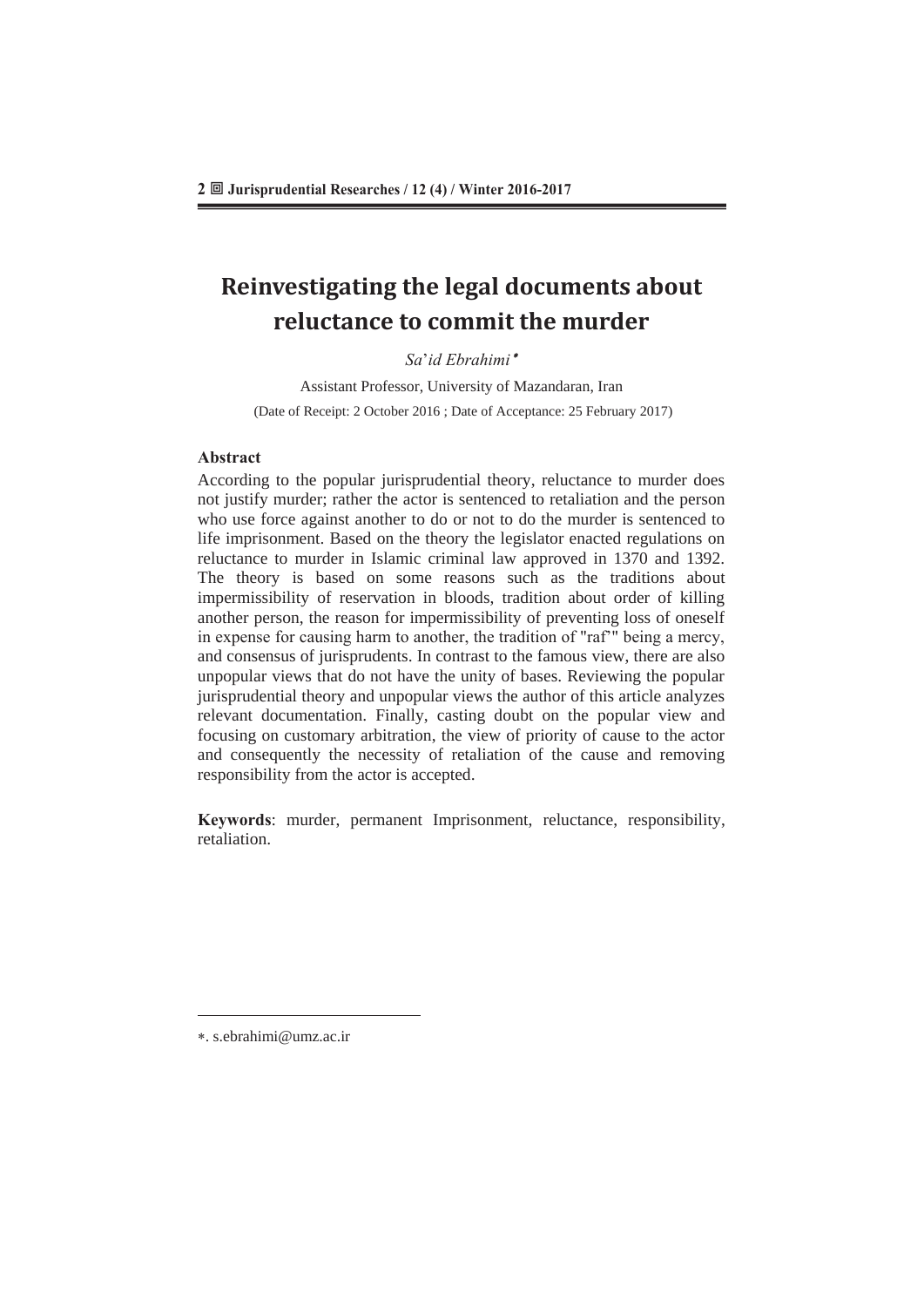# Reinvestigating the legal documents about reluctance to commit the murder

*Sa'id Ebrahimi*[*]

Assistant Professor, University of Mazandaran, Iran

(Date of Receipt: 2 October 2016 ; Date of Acceptance: 25 February 2017)

### Abstract

According to the popular jurisprudential theory, reluctance to murder does not justify murder; rather the actor is sentenced to retaliation and the person who use force against another to do or not to do the murder is sentenced to life imprisonment. Based on the theory the legislator enacted regulations on reluctance to murder in Islamic criminal law approved in 1370 and 1392. The theory is based on some reasons such as the traditions about impermissibility of reservation in bloods, tradition about order of killing another person, the reason for impermissibility of preventing loss of oneself in expense for causing harm to another, the tradition of "raf'" being a mercy, and consensus of jurisprudents. In contrast to the famous view, there are also unpopular views that do not have the unity of bases. Reviewing the popular jurisprudential theory and unpopular views the author of this article analyzes relevant documentation. Finally, casting doubt on the popular view and focusing on customary arbitration, the view of priority of cause to the actor and consequently the necessity of retaliation of the cause and removing responsibility from the actor is accepted.

**Keywords**: murder, permanent Imprisonment, reluctance, responsibility, retaliation.

---

*. s.ebrahimi@umz.ac.ir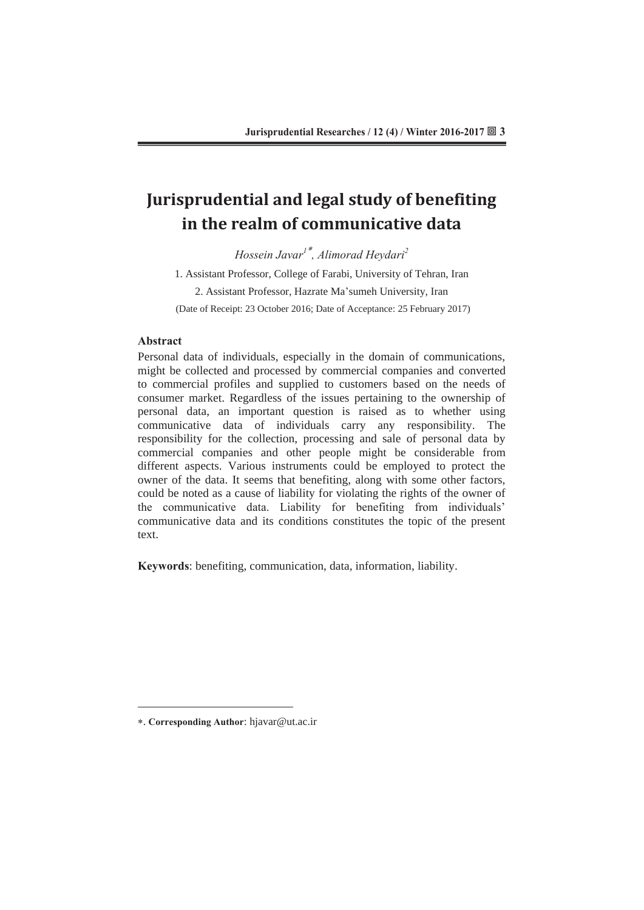# Jurisprudential and legal study of benefiting in the realm of communicative data

*Hossein Javar[1*], Alimorad Heydari[2]*

1. Assistant Professor, College of Farabi, University of Tehran, Iran

2. Assistant Professor, Hazrate Ma'sumeh University, Iran

(Date of Receipt: 23 October 2016; Date of Acceptance: 25 February 2017)

### Abstract

Personal data of individuals, especially in the domain of communications, might be collected and processed by commercial companies and converted to commercial profiles and supplied to customers based on the needs of consumer market. Regardless of the issues pertaining to the ownership of personal data, an important question is raised as to whether using communicative data of individuals carry any responsibility. The responsibility for the collection, processing and sale of personal data by commercial companies and other people might be considerable from different aspects. Various instruments could be employed to protect the owner of the data. It seems that benefiting, along with some other factors, could be noted as a cause of liability for violating the rights of the owner of the communicative data. Liability for benefiting from individuals' communicative data and its conditions constitutes the topic of the present text.

**Keywords**: benefiting, communication, data, information, liability.

---

*. **Corresponding Author**: hjavar@ut.ac.ir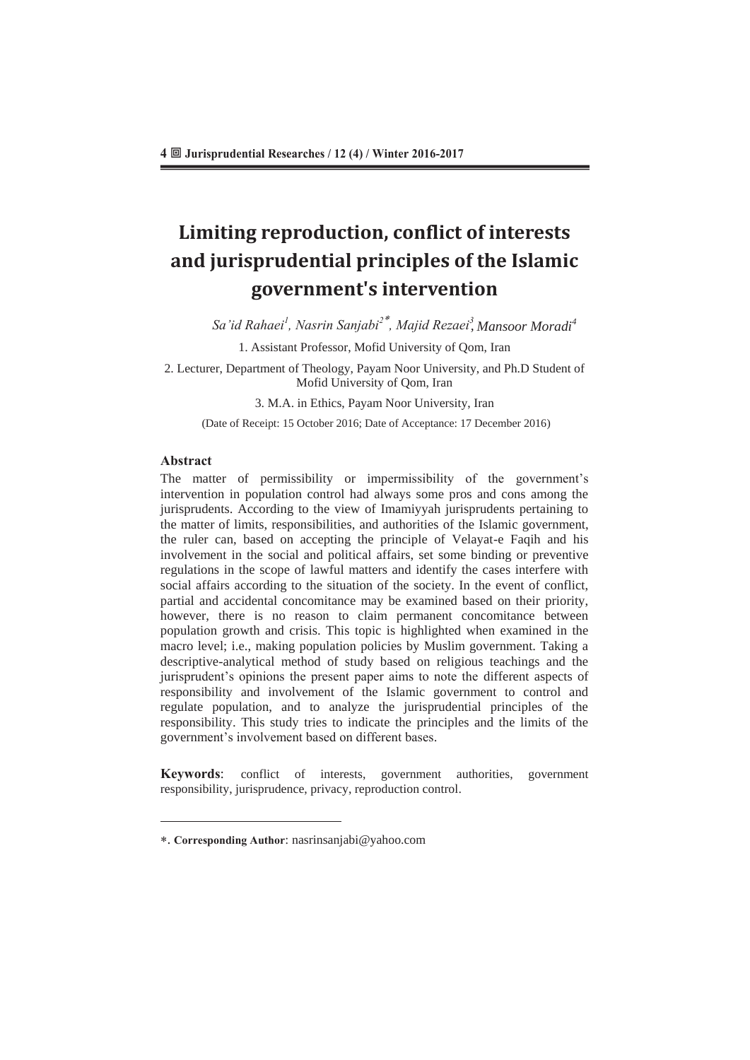# Limiting reproduction, conflict of interests and jurisprudential principles of the Islamic government's intervention

*Sa'id Rahaei*[1], *Nasrin Sanjabi*[2*], *Majid Rezaei*[3], *Mansoor Moradi*[4]

1. Assistant Professor, Mofid University of Qom, Iran

2. Lecturer, Department of Theology, Payam Noor University, and Ph.D Student of Mofid University of Qom, Iran

3. M.A. in Ethics, Payam Noor University, Iran

(Date of Receipt: 15 October 2016; Date of Acceptance: 17 December 2016)

## Abstract

The matter of permissibility or impermissibility of the government's intervention in population control had always some pros and cons among the jurisprudents. According to the view of Imamiyyah jurisprudents pertaining to the matter of limits, responsibilities, and authorities of the Islamic government, the ruler can, based on accepting the principle of Velayat-e Faqih and his involvement in the social and political affairs, set some binding or preventive regulations in the scope of lawful matters and identify the cases interfere with social affairs according to the situation of the society. In the event of conflict, partial and accidental concomitance may be examined based on their priority, however, there is no reason to claim permanent concomitance between population growth and crisis. This topic is highlighted when examined in the macro level; i.e., making population policies by Muslim government. Taking a descriptive-analytical method of study based on religious teachings and the jurisprudent's opinions the present paper aims to note the different aspects of responsibility and involvement of the Islamic government to control and regulate population, and to analyze the jurisprudential principles of the responsibility. This study tries to indicate the principles and the limits of the government's involvement based on different bases.

**Keywords**: conflict of interests, government authorities, government responsibility, jurisprudence, privacy, reproduction control.

---

*. **Corresponding Author**: nasrinsanjabi@yahoo.com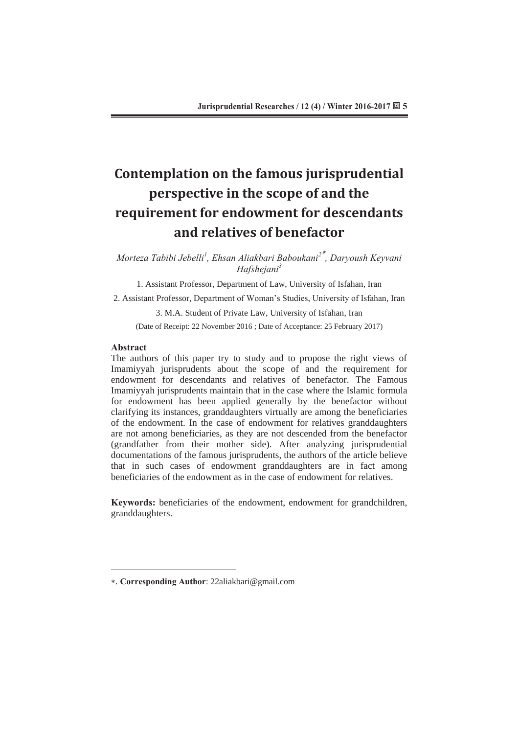# Contemplation on the famous jurisprudential perspective in the scope of and the requirement for endowment for descendants and relatives of benefactor

*Morteza Tabibi Jebelli[1], Ehsan Aliakbari Baboukani[2*], Daryoush Keyvani Hafshejani[3]*

1. Assistant Professor, Department of Law, University of Isfahan, Iran

2. Assistant Professor, Department of Woman's Studies, University of Isfahan, Iran

3. M.A. Student of Private Law, University of Isfahan, Iran

(Date of Receipt: 22 November 2016 ; Date of Acceptance: 25 February 2017)

**Abstract**

The authors of this paper try to study and to propose the right views of Imamiyyah jurisprudents about the scope of and the requirement for endowment for descendants and relatives of benefactor. The Famous Imamiyyah jurisprudents maintain that in the case where the Islamic formula for endowment has been applied generally by the benefactor without clarifying its instances, granddaughters virtually are among the beneficiaries of the endowment. In the case of endowment for relatives granddaughters are not among beneficiaries, as they are not descended from the benefactor (grandfather from their mother side). After analyzing jurisprudential documentations of the famous jurisprudents, the authors of the article believe that in such cases of endowment granddaughters are in fact among beneficiaries of the endowment as in the case of endowment for relatives.

**Keywords:** beneficiaries of the endowment, endowment for grandchildren, granddaughters.

---

*. **Corresponding Author**: 22aliakbari@gmail.com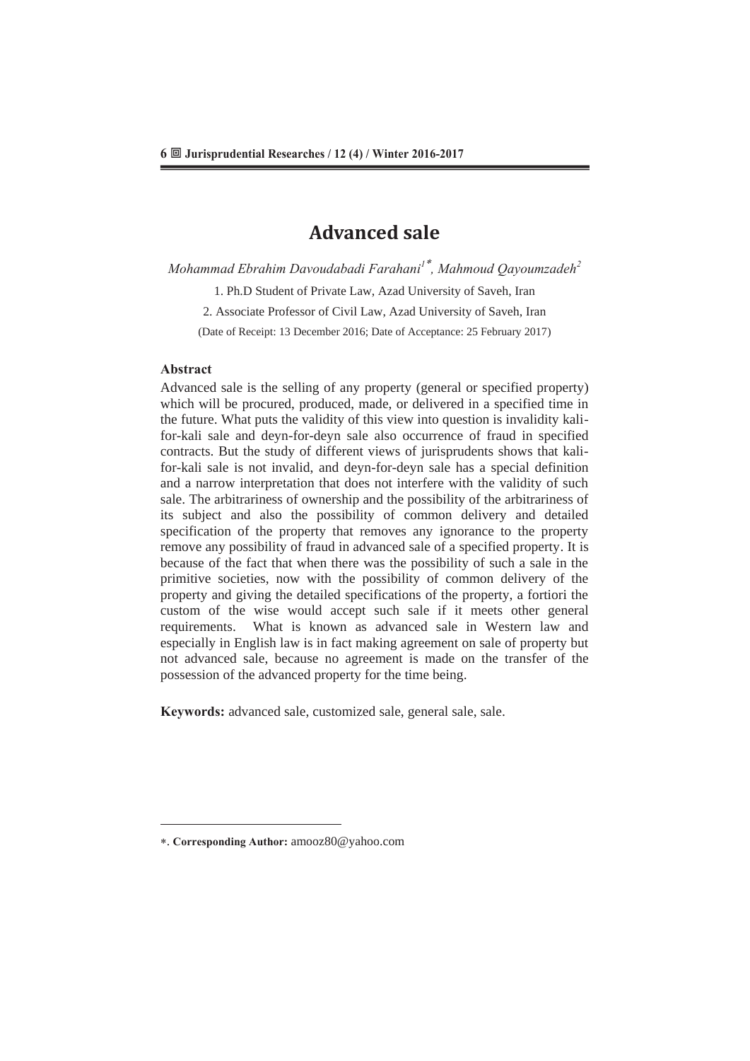# Advanced sale

*Mohammad Ebrahim Davoudabadi Farahani*[1*], *Mahmoud Qayoumzadeh*[2]

1. Ph.D Student of Private Law, Azad University of Saveh, Iran

2. Associate Professor of Civil Law, Azad University of Saveh, Iran

(Date of Receipt: 13 December 2016; Date of Acceptance: 25 February 2017)

## Abstract

Advanced sale is the selling of any property (general or specified property) which will be procured, produced, made, or delivered in a specified time in the future. What puts the validity of this view into question is invalidity kali-for-kali sale and deyn-for-deyn sale also occurrence of fraud in specified contracts. But the study of different views of jurisprudents shows that kali-for-kali sale is not invalid, and deyn-for-deyn sale has a special definition and a narrow interpretation that does not interfere with the validity of such sale. The arbitrariness of ownership and the possibility of the arbitrariness of its subject and also the possibility of common delivery and detailed specification of the property that removes any ignorance to the property remove any possibility of fraud in advanced sale of a specified property. It is because of the fact that when there was the possibility of such a sale in the primitive societies, now with the possibility of common delivery of the property and giving the detailed specifications of the property, a fortiori the custom of the wise would accept such sale if it meets other general requirements. What is known as advanced sale in Western law and especially in English law is in fact making agreement on sale of property but not advanced sale, because no agreement is made on the transfer of the possession of the advanced property for the time being.

**Keywords:** advanced sale, customized sale, general sale, sale.

---

*. **Corresponding Author:** amooz80@yahoo.com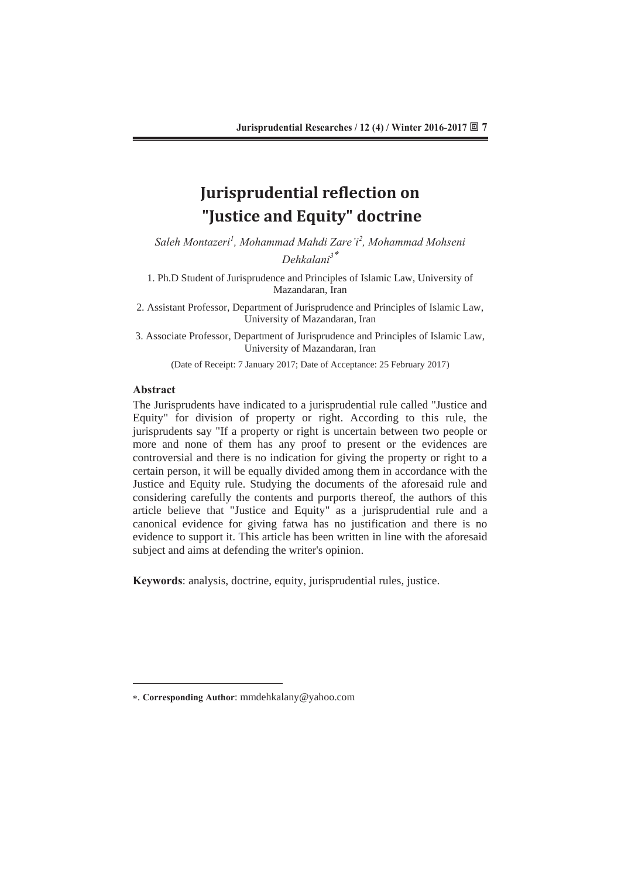# Jurisprudential reflection on "Justice and Equity" doctrine

*Saleh Montazeri[1], Mohammad Mahdi Zare'i[2], Mohammad Mohseni Dehkalani[3\*]*

1. Ph.D Student of Jurisprudence and Principles of Islamic Law, University of Mazandaran, Iran

2. Assistant Professor, Department of Jurisprudence and Principles of Islamic Law, University of Mazandaran, Iran

3. Associate Professor, Department of Jurisprudence and Principles of Islamic Law, University of Mazandaran, Iran

(Date of Receipt: 7 January 2017; Date of Acceptance: 25 February 2017)

### Abstract

The Jurisprudents have indicated to a jurisprudential rule called "Justice and Equity" for division of property or right. According to this rule, the jurisprudents say "If a property or right is uncertain between two people or more and none of them has any proof to present or the evidences are controversial and there is no indication for giving the property or right to a certain person, it will be equally divided among them in accordance with the Justice and Equity rule. Studying the documents of the aforesaid rule and considering carefully the contents and purports thereof, the authors of this article believe that "Justice and Equity" as a jurisprudential rule and a canonical evidence for giving fatwa has no justification and there is no evidence to support it. This article has been written in line with the aforesaid subject and aims at defending the writer's opinion.

**Keywords**: analysis, doctrine, equity, jurisprudential rules, justice.

---

\*. **Corresponding Author**: mmdehkalany@yahoo.com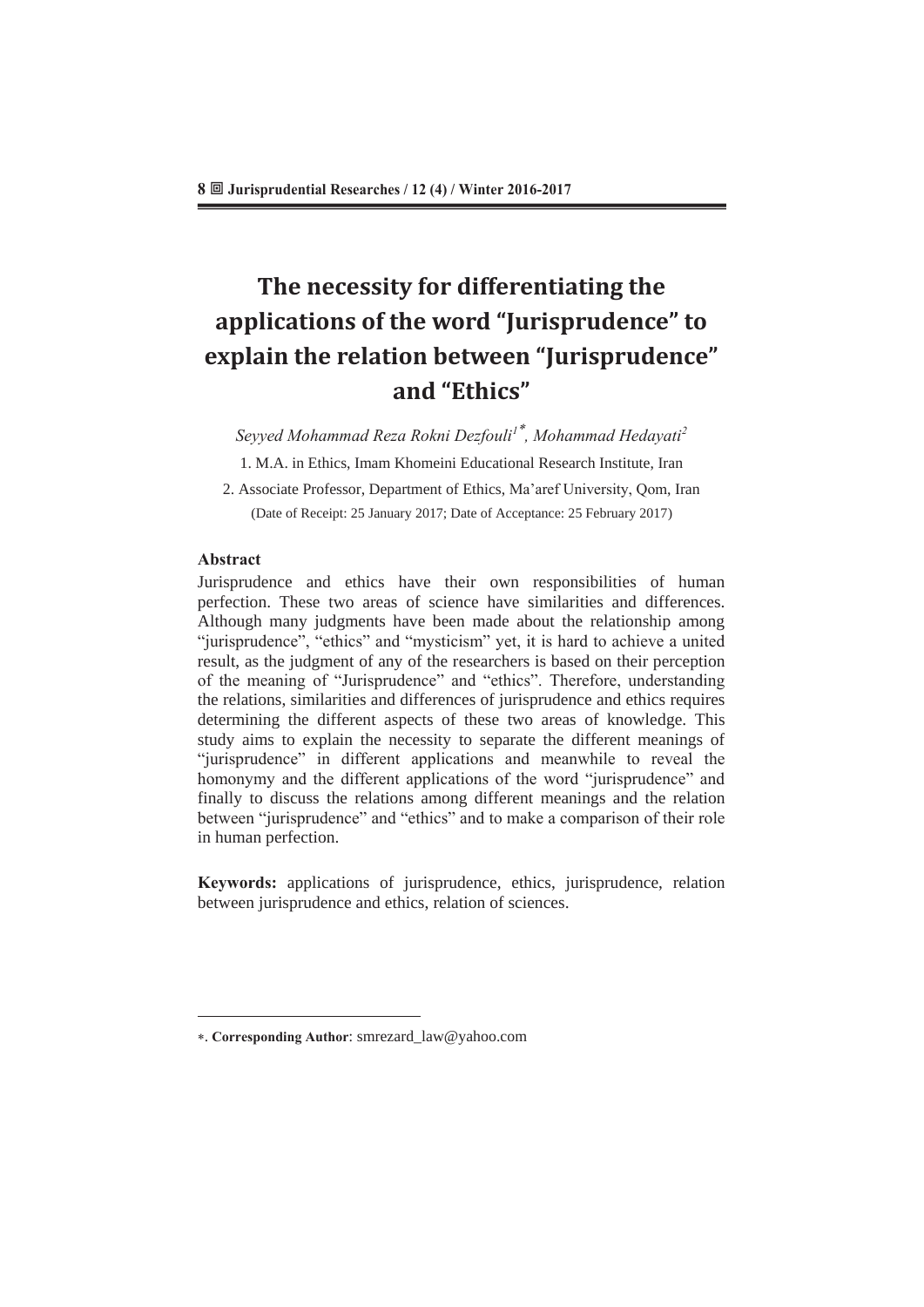# The necessity for differentiating the applications of the word "Jurisprudence" to explain the relation between "Jurisprudence" and "Ethics"

*Seyyed Mohammad Reza Rokni Dezfouli[1*], Mohammad Hedayati[2]*

1. M.A. in Ethics, Imam Khomeini Educational Research Institute, Iran

2. Associate Professor, Department of Ethics, Ma'aref University, Qom, Iran

(Date of Receipt: 25 January 2017; Date of Acceptance: 25 February 2017)

## Abstract

Jurisprudence and ethics have their own responsibilities of human perfection. These two areas of science have similarities and differences. Although many judgments have been made about the relationship among "jurisprudence", "ethics" and "mysticism" yet, it is hard to achieve a united result, as the judgment of any of the researchers is based on their perception of the meaning of "Jurisprudence" and "ethics". Therefore, understanding the relations, similarities and differences of jurisprudence and ethics requires determining the different aspects of these two areas of knowledge. This study aims to explain the necessity to separate the different meanings of "jurisprudence" in different applications and meanwhile to reveal the homonymy and the different applications of the word "jurisprudence" and finally to discuss the relations among different meanings and the relation between "jurisprudence" and "ethics" and to make a comparison of their role in human perfection.

**Keywords:** applications of jurisprudence, ethics, jurisprudence, relation between jurisprudence and ethics, relation of sciences.

---

*. **Corresponding Author**: smrezard_law@yahoo.com